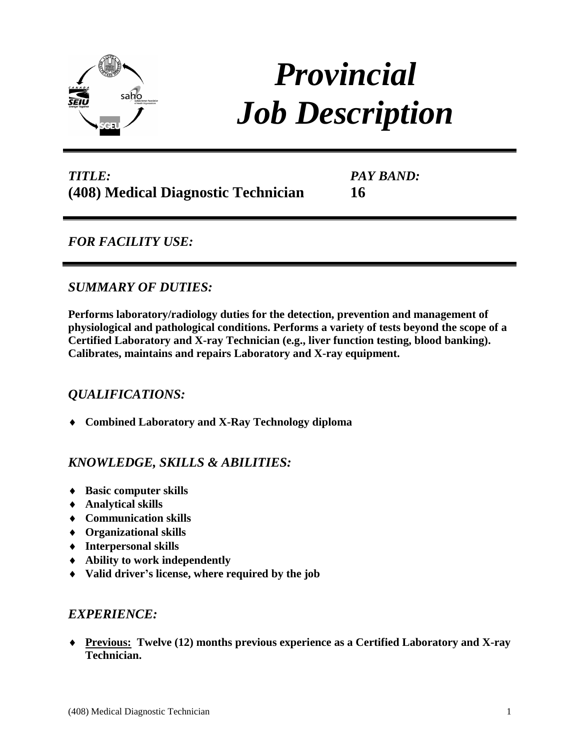# *Provincial Job Description*

***TITLE:***
**(408) Medical Diagnostic Technician**

***PAY BAND:***
**16**

## *FOR FACILITY USE:*

## *SUMMARY OF DUTIES:*

**Performs laboratory/radiology duties for the detection, prevention and management of physiological and pathological conditions. Performs a variety of tests beyond the scope of a Certified Laboratory and X-ray Technician (e.g., liver function testing, blood banking). Calibrates, maintains and repairs Laboratory and X-ray equipment.**

## *QUALIFICATIONS:*

- **Combined Laboratory and X-Ray Technology diploma**

## *KNOWLEDGE, SKILLS & ABILITIES:*

- **Basic computer skills**
- **Analytical skills**
- **Communication skills**
- **Organizational skills**
- **Interpersonal skills**
- **Ability to work independently**
- **Valid driver's license, where required by the job**

## *EXPERIENCE:*

- **Previous: Twelve (12) months previous experience as a Certified Laboratory and X-ray Technician.**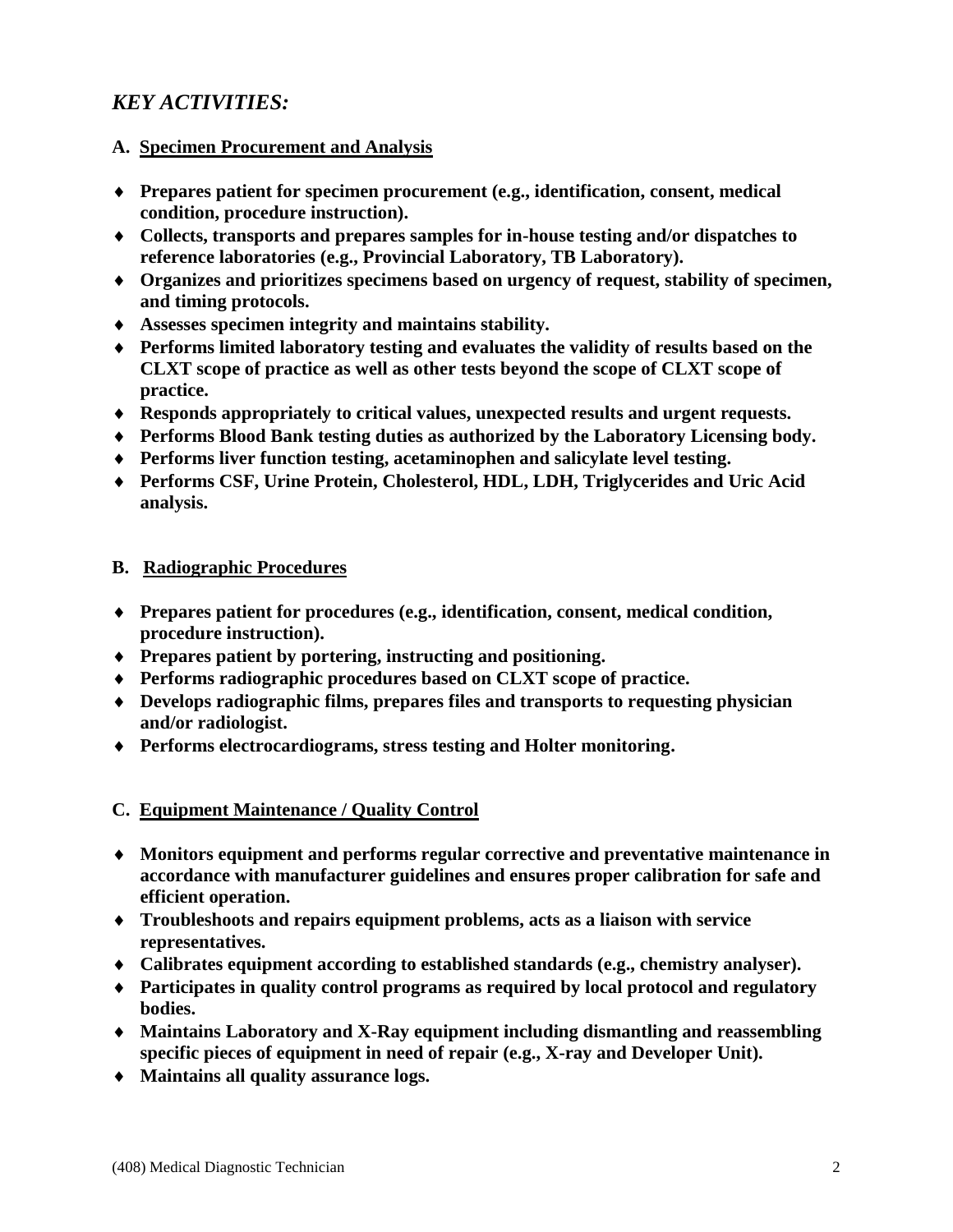## *KEY ACTIVITIES:*

### A. Specimen Procurement and Analysis

- **Prepares patient for specimen procurement (e.g., identification, consent, medical condition, procedure instruction).**
- **Collects, transports and prepares samples for in-house testing and/or dispatches to reference laboratories (e.g., Provincial Laboratory, TB Laboratory).**
- **Organizes and prioritizes specimens based on urgency of request, stability of specimen, and timing protocols.**
- **Assesses specimen integrity and maintains stability.**
- **Performs limited laboratory testing and evaluates the validity of results based on the CLXT scope of practice as well as other tests beyond the scope of CLXT scope of practice.**
- **Responds appropriately to critical values, unexpected results and urgent requests.**
- **Performs Blood Bank testing duties as authorized by the Laboratory Licensing body.**
- **Performs liver function testing, acetaminophen and salicylate level testing.**
- **Performs CSF, Urine Protein, Cholesterol, HDL, LDH, Triglycerides and Uric Acid analysis.**

### B. Radiographic Procedures

- **Prepares patient for procedures (e.g., identification, consent, medical condition, procedure instruction).**
- **Prepares patient by portering, instructing and positioning.**
- **Performs radiographic procedures based on CLXT scope of practice.**
- **Develops radiographic films, prepares files and transports to requesting physician and/or radiologist.**
- **Performs electrocardiograms, stress testing and Holter monitoring.**

### C. Equipment Maintenance / Quality Control

- **Monitors equipment and performs regular corrective and preventative maintenance in accordance with manufacturer guidelines and ensures proper calibration for safe and efficient operation.**
- **Troubleshoots and repairs equipment problems, acts as a liaison with service representatives.**
- **Calibrates equipment according to established standards (e.g., chemistry analyser).**
- **Participates in quality control programs as required by local protocol and regulatory bodies.**
- **Maintains Laboratory and X-Ray equipment including dismantling and reassembling specific pieces of equipment in need of repair (e.g., X-ray and Developer Unit).**
- **Maintains all quality assurance logs.**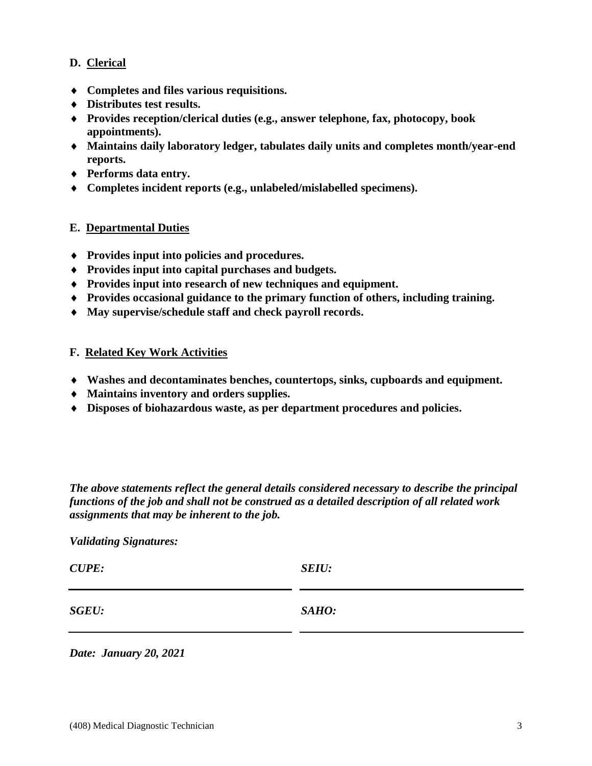**D. <u>Clerical</u>**

- **Completes and files various requisitions.**
- **Distributes test results.**
- **Provides reception/clerical duties (e.g., answer telephone, fax, photocopy, book appointments).**
- **Maintains daily laboratory ledger, tabulates daily units and completes month/year-end reports.**
- **Performs data entry.**
- **Completes incident reports (e.g., unlabeled/mislabelled specimens).**

**E. <u>Departmental Duties</u>**

- **Provides input into policies and procedures.**
- **Provides input into capital purchases and budgets.**
- **Provides input into research of new techniques and equipment.**
- **Provides occasional guidance to the primary function of others, including training.**
- **May supervise/schedule staff and check payroll records.**

**F. <u>Related Key Work Activities</u>**

- **Washes and decontaminates benches, countertops, sinks, cupboards and equipment.**
- **Maintains inventory and orders supplies.**
- **Disposes of biohazardous waste, as per department procedures and policies.**

***The above statements reflect the general details considered necessary to describe the principal functions of the job and shall not be construed as a detailed description of all related work assignments that may be inherent to the job.***

***Validating Signatures:***

| | |
|---|---|
| ***CUPE:*** | ***SEIU:*** |
| ***SGEU:*** | ***SAHO:*** |

***Date: January 20, 2021***